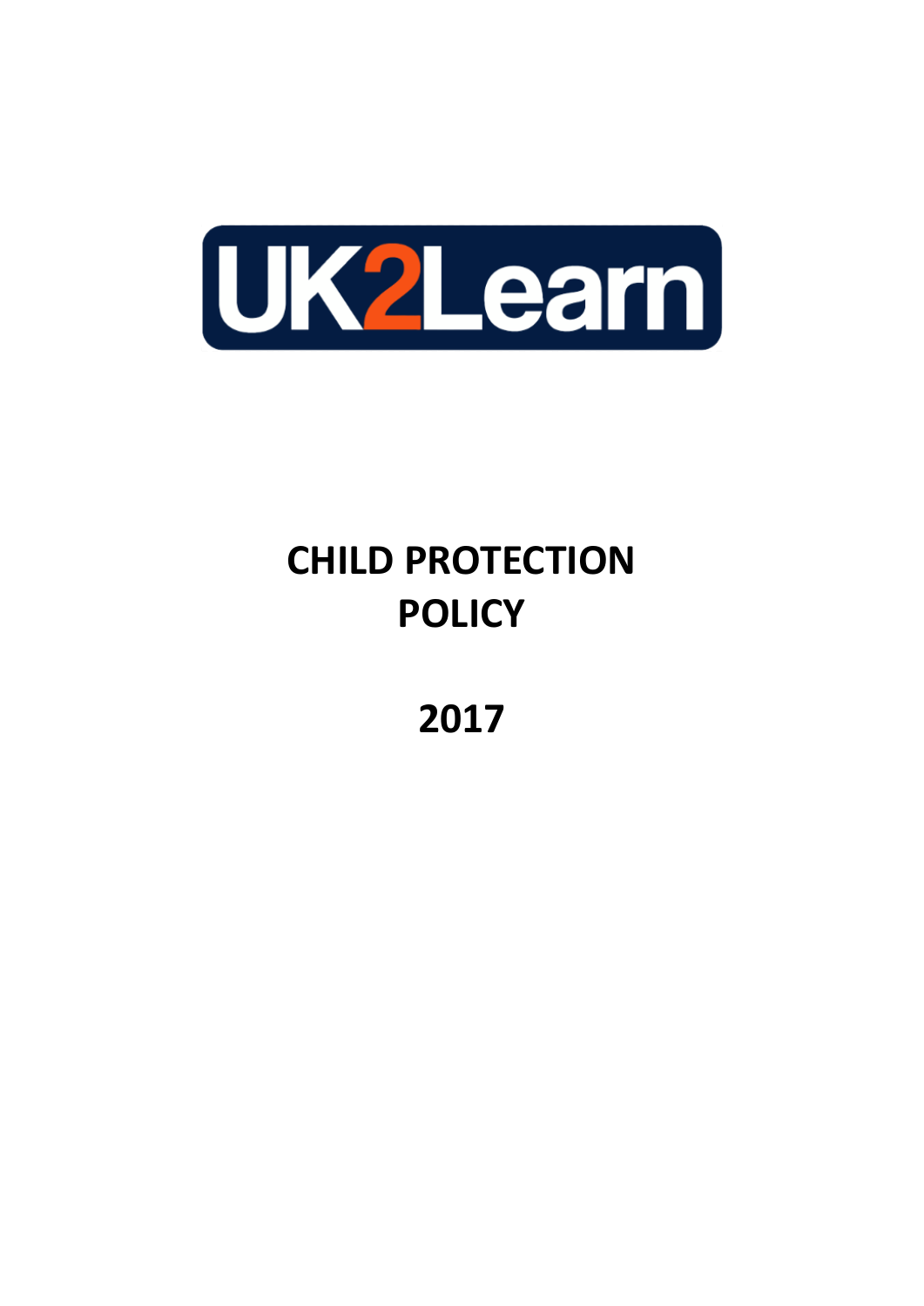UK2Learn

# CHILD PROTECTION POLICY

# 2017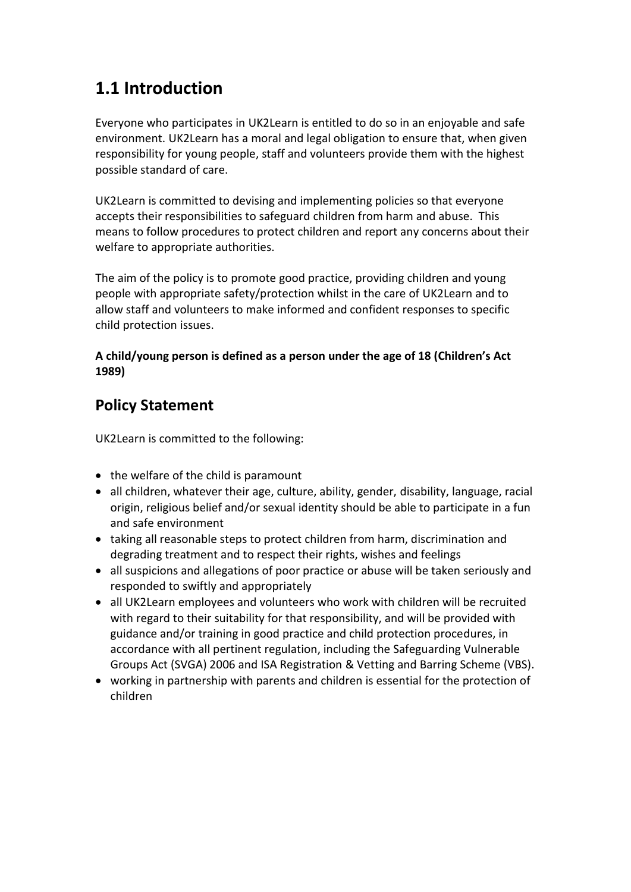## 1.1 Introduction

Everyone who participates in UK2Learn is entitled to do so in an enjoyable and safe environment. UK2Learn has a moral and legal obligation to ensure that, when given responsibility for young people, staff and volunteers provide them with the highest possible standard of care.

UK2Learn is committed to devising and implementing policies so that everyone accepts their responsibilities to safeguard children from harm and abuse. This means to follow procedures to protect children and report any concerns about their welfare to appropriate authorities.

The aim of the policy is to promote good practice, providing children and young people with appropriate safety/protection whilst in the care of UK2Learn and to allow staff and volunteers to make informed and confident responses to specific child protection issues.

**A child/young person is defined as a person under the age of 18 (Children's Act 1989)**

## Policy Statement

UK2Learn is committed to the following:

- the welfare of the child is paramount
- all children, whatever their age, culture, ability, gender, disability, language, racial origin, religious belief and/or sexual identity should be able to participate in a fun and safe environment
- taking all reasonable steps to protect children from harm, discrimination and degrading treatment and to respect their rights, wishes and feelings
- all suspicions and allegations of poor practice or abuse will be taken seriously and responded to swiftly and appropriately
- all UK2Learn employees and volunteers who work with children will be recruited with regard to their suitability for that responsibility, and will be provided with guidance and/or training in good practice and child protection procedures, in accordance with all pertinent regulation, including the Safeguarding Vulnerable Groups Act (SVGA) 2006 and ISA Registration & Vetting and Barring Scheme (VBS).
- working in partnership with parents and children is essential for the protection of children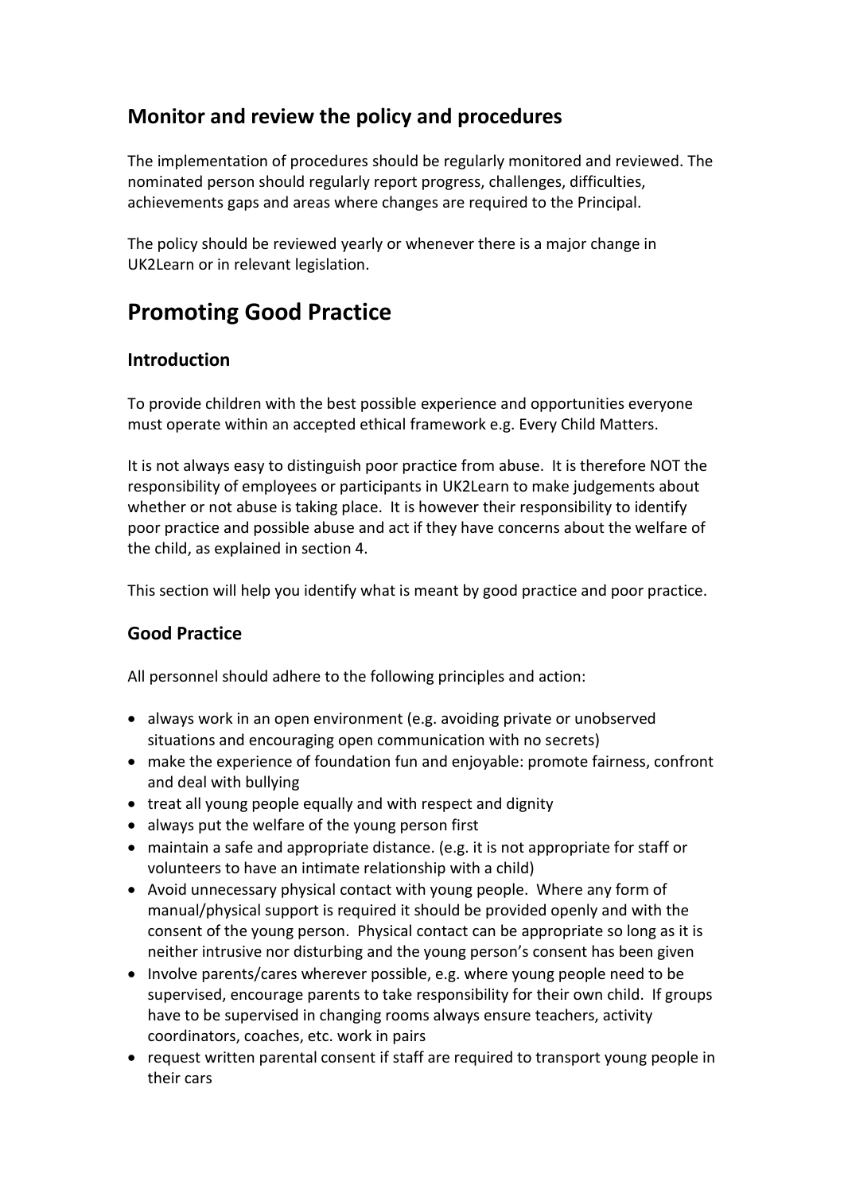## Monitor and review the policy and procedures

The implementation of procedures should be regularly monitored and reviewed. The nominated person should regularly report progress, challenges, difficulties, achievements gaps and areas where changes are required to the Principal.

The policy should be reviewed yearly or whenever there is a major change in UK2Learn or in relevant legislation.

# Promoting Good Practice

## Introduction

To provide children with the best possible experience and opportunities everyone must operate within an accepted ethical framework e.g. Every Child Matters.

It is not always easy to distinguish poor practice from abuse. It is therefore NOT the responsibility of employees or participants in UK2Learn to make judgements about whether or not abuse is taking place. It is however their responsibility to identify poor practice and possible abuse and act if they have concerns about the welfare of the child, as explained in section 4.

This section will help you identify what is meant by good practice and poor practice.

## Good Practice

All personnel should adhere to the following principles and action:

- always work in an open environment (e.g. avoiding private or unobserved situations and encouraging open communication with no secrets)
- make the experience of foundation fun and enjoyable: promote fairness, confront and deal with bullying
- treat all young people equally and with respect and dignity
- always put the welfare of the young person first
- maintain a safe and appropriate distance. (e.g. it is not appropriate for staff or volunteers to have an intimate relationship with a child)
- Avoid unnecessary physical contact with young people. Where any form of manual/physical support is required it should be provided openly and with the consent of the young person. Physical contact can be appropriate so long as it is neither intrusive nor disturbing and the young person's consent has been given
- Involve parents/cares wherever possible, e.g. where young people need to be supervised, encourage parents to take responsibility for their own child. If groups have to be supervised in changing rooms always ensure teachers, activity coordinators, coaches, etc. work in pairs
- request written parental consent if staff are required to transport young people in their cars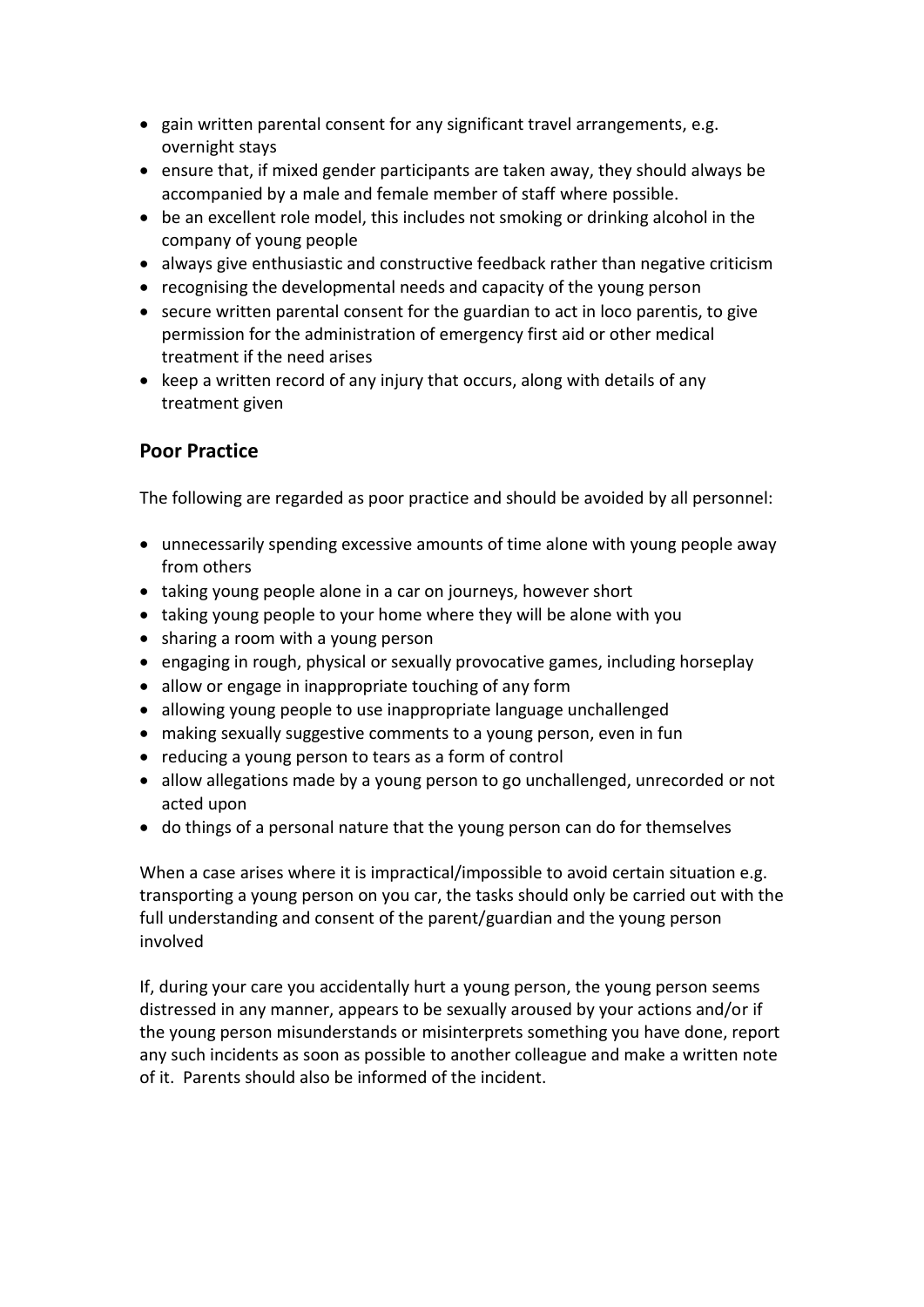- gain written parental consent for any significant travel arrangements, e.g. overnight stays
- ensure that, if mixed gender participants are taken away, they should always be accompanied by a male and female member of staff where possible.
- be an excellent role model, this includes not smoking or drinking alcohol in the company of young people
- always give enthusiastic and constructive feedback rather than negative criticism
- recognising the developmental needs and capacity of the young person
- secure written parental consent for the guardian to act in loco parentis, to give permission for the administration of emergency first aid or other medical treatment if the need arises
- keep a written record of any injury that occurs, along with details of any treatment given

## Poor Practice

The following are regarded as poor practice and should be avoided by all personnel:

- unnecessarily spending excessive amounts of time alone with young people away from others
- taking young people alone in a car on journeys, however short
- taking young people to your home where they will be alone with you
- sharing a room with a young person
- engaging in rough, physical or sexually provocative games, including horseplay
- allow or engage in inappropriate touching of any form
- allowing young people to use inappropriate language unchallenged
- making sexually suggestive comments to a young person, even in fun
- reducing a young person to tears as a form of control
- allow allegations made by a young person to go unchallenged, unrecorded or not acted upon
- do things of a personal nature that the young person can do for themselves

When a case arises where it is impractical/impossible to avoid certain situation e.g. transporting a young person on you car, the tasks should only be carried out with the full understanding and consent of the parent/guardian and the young person involved

If, during your care you accidentally hurt a young person, the young person seems distressed in any manner, appears to be sexually aroused by your actions and/or if the young person misunderstands or misinterprets something you have done, report any such incidents as soon as possible to another colleague and make a written note of it. Parents should also be informed of the incident.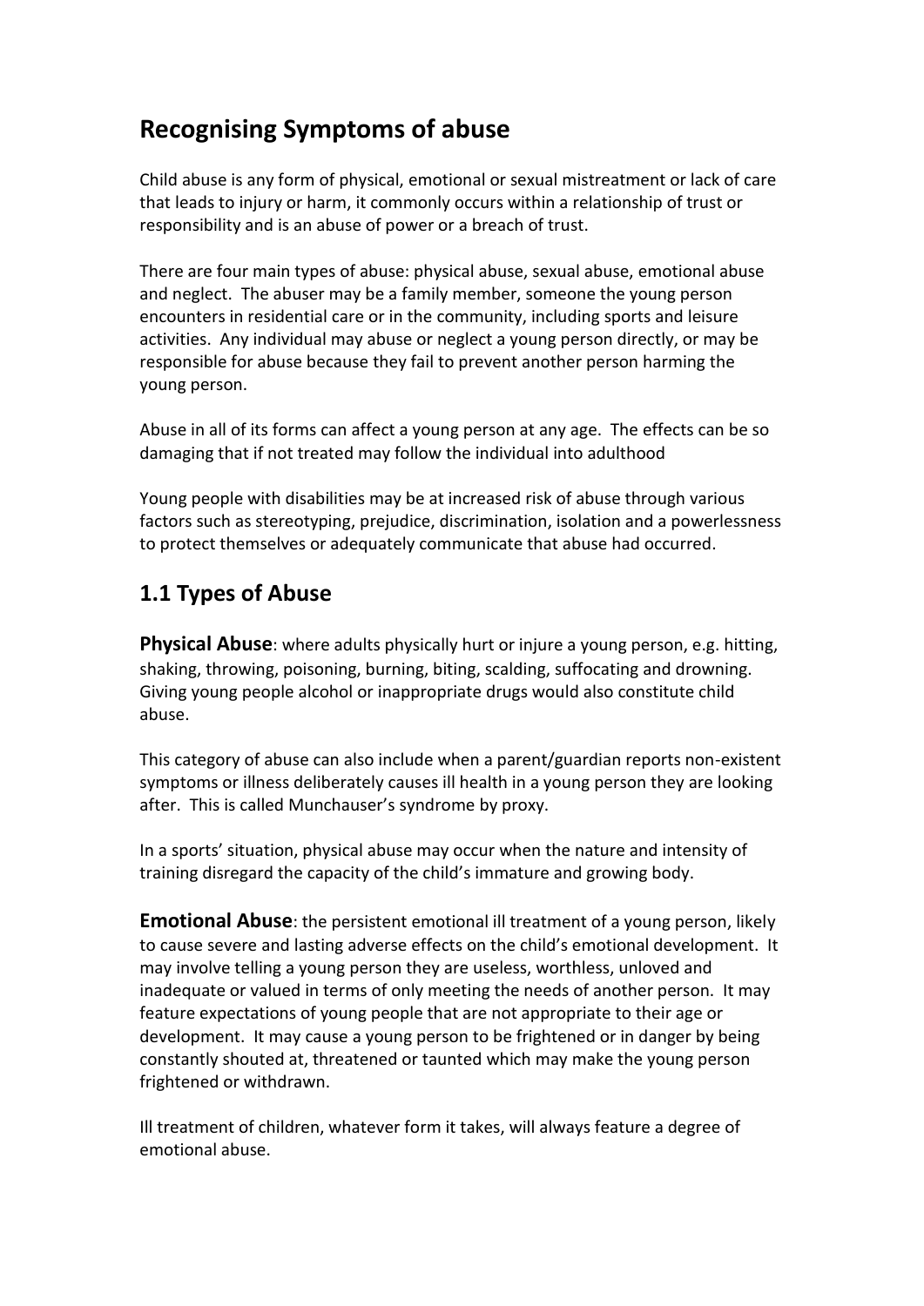# Recognising Symptoms of abuse

Child abuse is any form of physical, emotional or sexual mistreatment or lack of care that leads to injury or harm, it commonly occurs within a relationship of trust or responsibility and is an abuse of power or a breach of trust.

There are four main types of abuse: physical abuse, sexual abuse, emotional abuse and neglect. The abuser may be a family member, someone the young person encounters in residential care or in the community, including sports and leisure activities. Any individual may abuse or neglect a young person directly, or may be responsible for abuse because they fail to prevent another person harming the young person.

Abuse in all of its forms can affect a young person at any age. The effects can be so damaging that if not treated may follow the individual into adulthood

Young people with disabilities may be at increased risk of abuse through various factors such as stereotyping, prejudice, discrimination, isolation and a powerlessness to protect themselves or adequately communicate that abuse had occurred.

## 1.1 Types of Abuse

**Physical Abuse**: where adults physically hurt or injure a young person, e.g. hitting, shaking, throwing, poisoning, burning, biting, scalding, suffocating and drowning. Giving young people alcohol or inappropriate drugs would also constitute child abuse.

This category of abuse can also include when a parent/guardian reports non-existent symptoms or illness deliberately causes ill health in a young person they are looking after. This is called Munchauser's syndrome by proxy.

In a sports' situation, physical abuse may occur when the nature and intensity of training disregard the capacity of the child's immature and growing body.

**Emotional Abuse**: the persistent emotional ill treatment of a young person, likely to cause severe and lasting adverse effects on the child's emotional development. It may involve telling a young person they are useless, worthless, unloved and inadequate or valued in terms of only meeting the needs of another person. It may feature expectations of young people that are not appropriate to their age or development. It may cause a young person to be frightened or in danger by being constantly shouted at, threatened or taunted which may make the young person frightened or withdrawn.

Ill treatment of children, whatever form it takes, will always feature a degree of emotional abuse.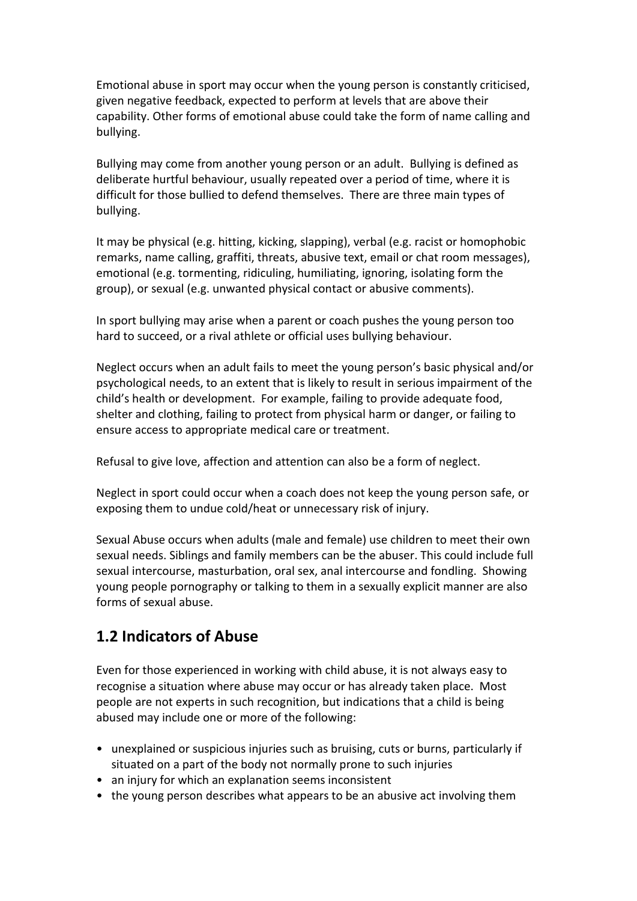Emotional abuse in sport may occur when the young person is constantly criticised, given negative feedback, expected to perform at levels that are above their capability. Other forms of emotional abuse could take the form of name calling and bullying.

Bullying may come from another young person or an adult. Bullying is defined as deliberate hurtful behaviour, usually repeated over a period of time, where it is difficult for those bullied to defend themselves. There are three main types of bullying.

It may be physical (e.g. hitting, kicking, slapping), verbal (e.g. racist or homophobic remarks, name calling, graffiti, threats, abusive text, email or chat room messages), emotional (e.g. tormenting, ridiculing, humiliating, ignoring, isolating form the group), or sexual (e.g. unwanted physical contact or abusive comments).

In sport bullying may arise when a parent or coach pushes the young person too hard to succeed, or a rival athlete or official uses bullying behaviour.

Neglect occurs when an adult fails to meet the young person's basic physical and/or psychological needs, to an extent that is likely to result in serious impairment of the child's health or development. For example, failing to provide adequate food, shelter and clothing, failing to protect from physical harm or danger, or failing to ensure access to appropriate medical care or treatment.

Refusal to give love, affection and attention can also be a form of neglect.

Neglect in sport could occur when a coach does not keep the young person safe, or exposing them to undue cold/heat or unnecessary risk of injury.

Sexual Abuse occurs when adults (male and female) use children to meet their own sexual needs. Siblings and family members can be the abuser. This could include full sexual intercourse, masturbation, oral sex, anal intercourse and fondling. Showing young people pornography or talking to them in a sexually explicit manner are also forms of sexual abuse.

## 1.2 Indicators of Abuse

Even for those experienced in working with child abuse, it is not always easy to recognise a situation where abuse may occur or has already taken place. Most people are not experts in such recognition, but indications that a child is being abused may include one or more of the following:

- unexplained or suspicious injuries such as bruising, cuts or burns, particularly if situated on a part of the body not normally prone to such injuries
- an injury for which an explanation seems inconsistent
- the young person describes what appears to be an abusive act involving them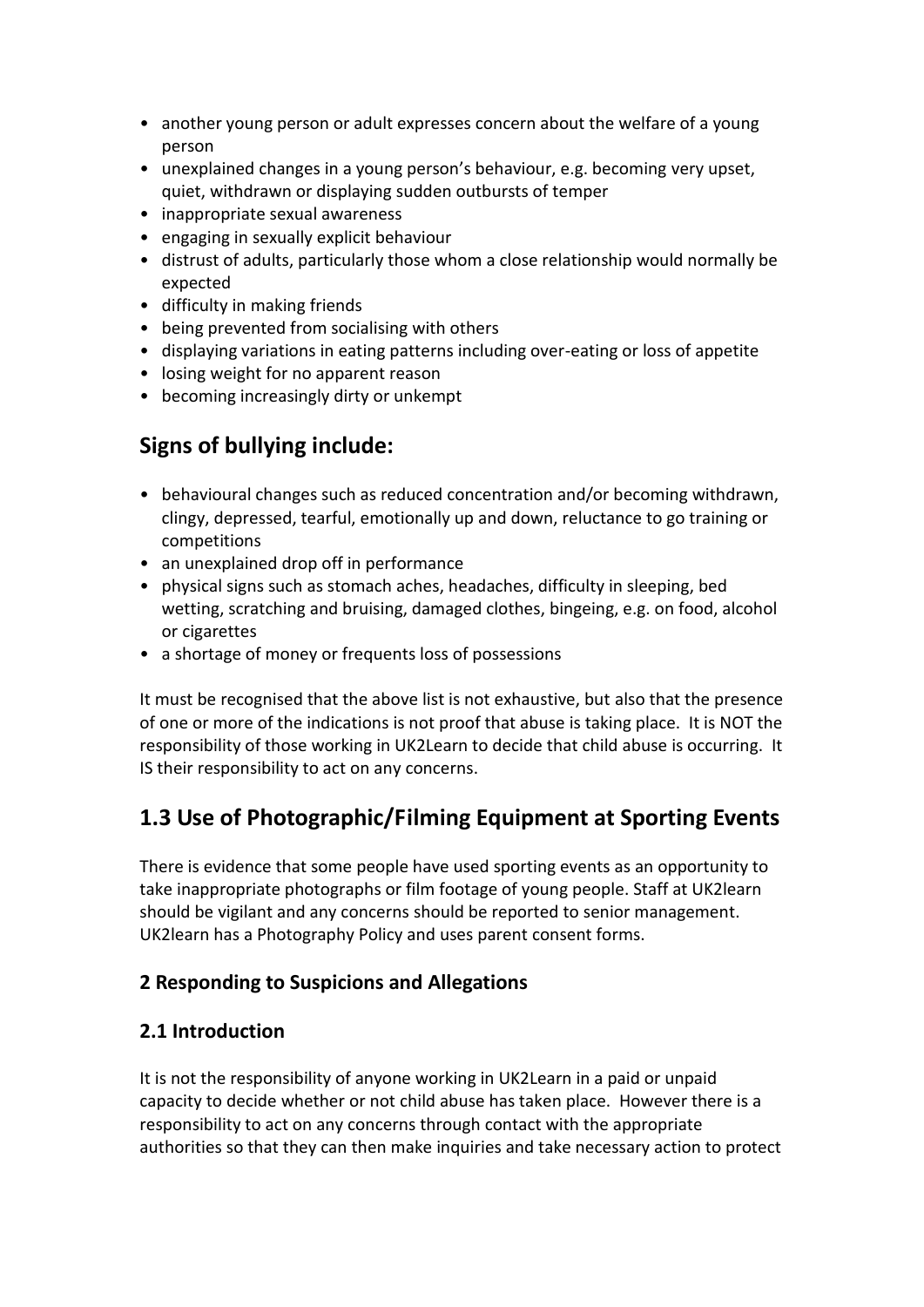- another young person or adult expresses concern about the welfare of a young person
- unexplained changes in a young person's behaviour, e.g. becoming very upset, quiet, withdrawn or displaying sudden outbursts of temper
- inappropriate sexual awareness
- engaging in sexually explicit behaviour
- distrust of adults, particularly those whom a close relationship would normally be expected
- difficulty in making friends
- being prevented from socialising with others
- displaying variations in eating patterns including over-eating or loss of appetite
- losing weight for no apparent reason
- becoming increasingly dirty or unkempt

## Signs of bullying include:

- behavioural changes such as reduced concentration and/or becoming withdrawn, clingy, depressed, tearful, emotionally up and down, reluctance to go training or competitions
- an unexplained drop off in performance
- physical signs such as stomach aches, headaches, difficulty in sleeping, bed wetting, scratching and bruising, damaged clothes, bingeing, e.g. on food, alcohol or cigarettes
- a shortage of money or frequents loss of possessions

It must be recognised that the above list is not exhaustive, but also that the presence of one or more of the indications is not proof that abuse is taking place. It is NOT the responsibility of those working in UK2Learn to decide that child abuse is occurring. It IS their responsibility to act on any concerns.

## 1.3 Use of Photographic/Filming Equipment at Sporting Events

There is evidence that some people have used sporting events as an opportunity to take inappropriate photographs or film footage of young people. Staff at UK2learn should be vigilant and any concerns should be reported to senior management. UK2learn has a Photography Policy and uses parent consent forms.

### 2 Responding to Suspicions and Allegations

### 2.1 Introduction

It is not the responsibility of anyone working in UK2Learn in a paid or unpaid capacity to decide whether or not child abuse has taken place. However there is a responsibility to act on any concerns through contact with the appropriate authorities so that they can then make inquiries and take necessary action to protect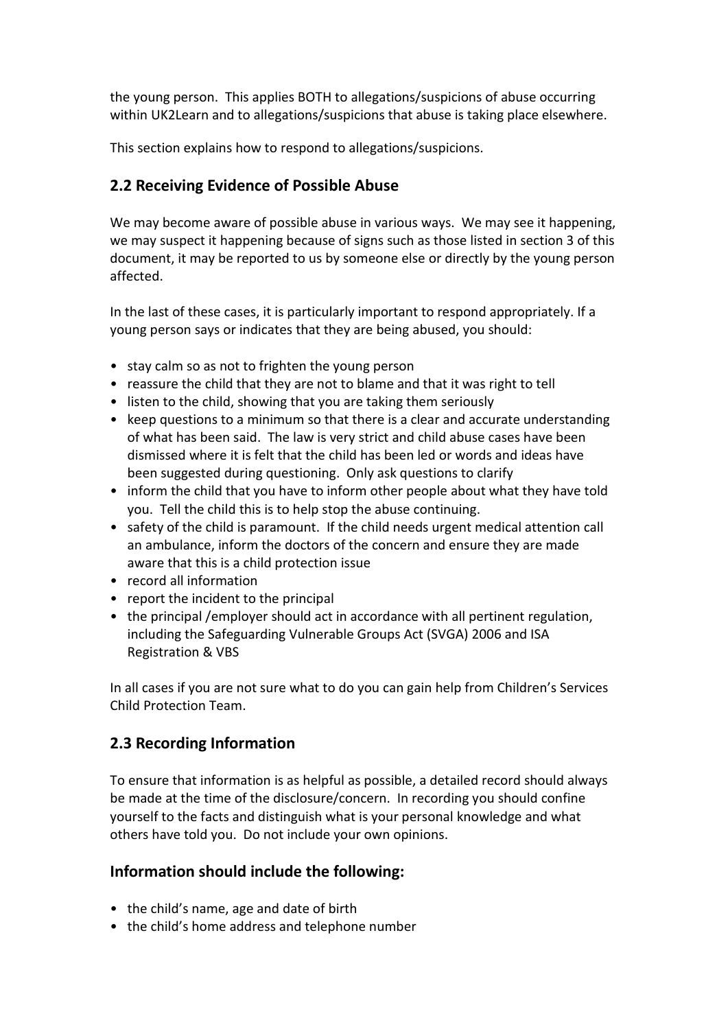the young person. This applies BOTH to allegations/suspicions of abuse occurring within UK2Learn and to allegations/suspicions that abuse is taking place elsewhere.

This section explains how to respond to allegations/suspicions.

## 2.2 Receiving Evidence of Possible Abuse

We may become aware of possible abuse in various ways. We may see it happening, we may suspect it happening because of signs such as those listed in section 3 of this document, it may be reported to us by someone else or directly by the young person affected.

In the last of these cases, it is particularly important to respond appropriately. If a young person says or indicates that they are being abused, you should:

- stay calm so as not to frighten the young person
- reassure the child that they are not to blame and that it was right to tell
- listen to the child, showing that you are taking them seriously
- keep questions to a minimum so that there is a clear and accurate understanding of what has been said. The law is very strict and child abuse cases have been dismissed where it is felt that the child has been led or words and ideas have been suggested during questioning. Only ask questions to clarify
- inform the child that you have to inform other people about what they have told you. Tell the child this is to help stop the abuse continuing.
- safety of the child is paramount. If the child needs urgent medical attention call an ambulance, inform the doctors of the concern and ensure they are made aware that this is a child protection issue
- record all information
- report the incident to the principal
- the principal /employer should act in accordance with all pertinent regulation, including the Safeguarding Vulnerable Groups Act (SVGA) 2006 and ISA Registration & VBS

In all cases if you are not sure what to do you can gain help from Children's Services Child Protection Team.

## 2.3 Recording Information

To ensure that information is as helpful as possible, a detailed record should always be made at the time of the disclosure/concern. In recording you should confine yourself to the facts and distinguish what is your personal knowledge and what others have told you. Do not include your own opinions.

### Information should include the following:

- the child's name, age and date of birth
- the child's home address and telephone number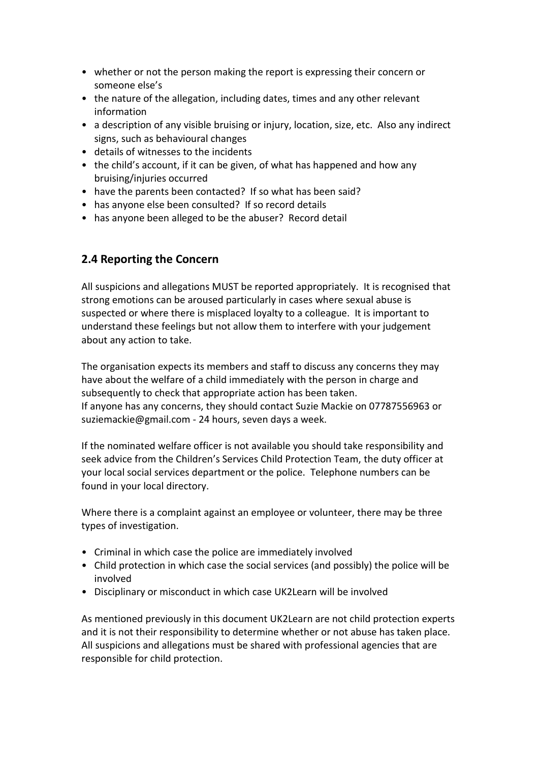- whether or not the person making the report is expressing their concern or someone else's
- the nature of the allegation, including dates, times and any other relevant information
- a description of any visible bruising or injury, location, size, etc. Also any indirect signs, such as behavioural changes
- details of witnesses to the incidents
- the child's account, if it can be given, of what has happened and how any bruising/injuries occurred
- have the parents been contacted? If so what has been said?
- has anyone else been consulted? If so record details
- has anyone been alleged to be the abuser? Record detail

## 2.4 Reporting the Concern

All suspicions and allegations MUST be reported appropriately. It is recognised that strong emotions can be aroused particularly in cases where sexual abuse is suspected or where there is misplaced loyalty to a colleague. It is important to understand these feelings but not allow them to interfere with your judgement about any action to take.

The organisation expects its members and staff to discuss any concerns they may have about the welfare of a child immediately with the person in charge and subsequently to check that appropriate action has been taken.
If anyone has any concerns, they should contact Suzie Mackie on 07787556963 or suziemackie@gmail.com - 24 hours, seven days a week.

If the nominated welfare officer is not available you should take responsibility and seek advice from the Children's Services Child Protection Team, the duty officer at your local social services department or the police. Telephone numbers can be found in your local directory.

Where there is a complaint against an employee or volunteer, there may be three types of investigation.

- Criminal in which case the police are immediately involved
- Child protection in which case the social services (and possibly) the police will be involved
- Disciplinary or misconduct in which case UK2Learn will be involved

As mentioned previously in this document UK2Learn are not child protection experts and it is not their responsibility to determine whether or not abuse has taken place. All suspicions and allegations must be shared with professional agencies that are responsible for child protection.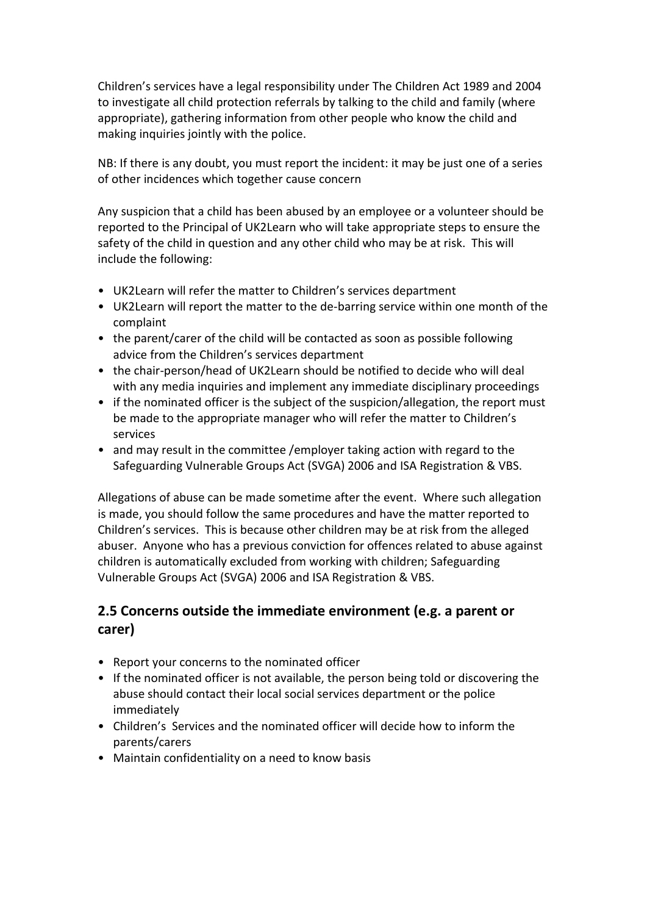Children's services have a legal responsibility under The Children Act 1989 and 2004 to investigate all child protection referrals by talking to the child and family (where appropriate), gathering information from other people who know the child and making inquiries jointly with the police.

NB: If there is any doubt, you must report the incident: it may be just one of a series of other incidences which together cause concern

Any suspicion that a child has been abused by an employee or a volunteer should be reported to the Principal of UK2Learn who will take appropriate steps to ensure the safety of the child in question and any other child who may be at risk. This will include the following:

- UK2Learn will refer the matter to Children's services department
- UK2Learn will report the matter to the de-barring service within one month of the complaint
- the parent/carer of the child will be contacted as soon as possible following advice from the Children's services department
- the chair-person/head of UK2Learn should be notified to decide who will deal with any media inquiries and implement any immediate disciplinary proceedings
- if the nominated officer is the subject of the suspicion/allegation, the report must be made to the appropriate manager who will refer the matter to Children's services
- and may result in the committee /employer taking action with regard to the Safeguarding Vulnerable Groups Act (SVGA) 2006 and ISA Registration & VBS.

Allegations of abuse can be made sometime after the event. Where such allegation is made, you should follow the same procedures and have the matter reported to Children's services. This is because other children may be at risk from the alleged abuser. Anyone who has a previous conviction for offences related to abuse against children is automatically excluded from working with children; Safeguarding Vulnerable Groups Act (SVGA) 2006 and ISA Registration & VBS.

## 2.5 Concerns outside the immediate environment (e.g. a parent or carer)

- Report your concerns to the nominated officer
- If the nominated officer is not available, the person being told or discovering the abuse should contact their local social services department or the police immediately
- Children's Services and the nominated officer will decide how to inform the parents/carers
- Maintain confidentiality on a need to know basis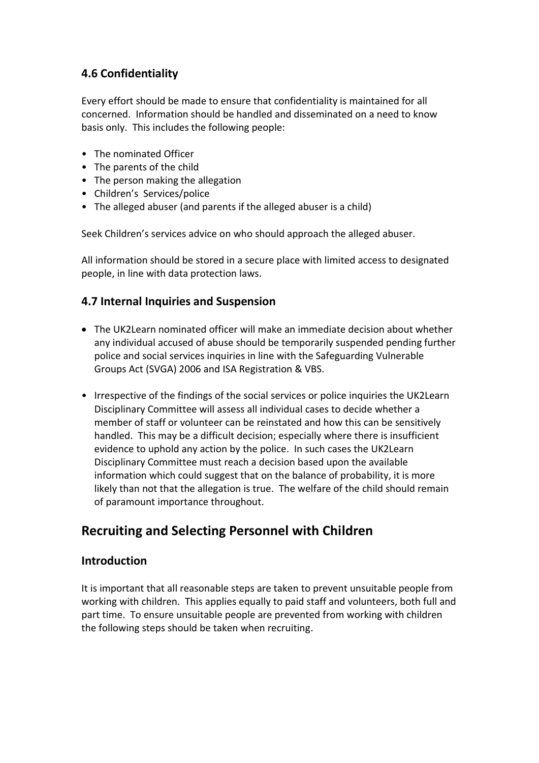### 4.6 Confidentiality

Every effort should be made to ensure that confidentiality is maintained for all concerned. Information should be handled and disseminated on a need to know basis only. This includes the following people:

- The nominated Officer
- The parents of the child
- The person making the allegation
- Children's Services/police
- The alleged abuser (and parents if the alleged abuser is a child)

Seek Children's services advice on who should approach the alleged abuser.

All information should be stored in a secure place with limited access to designated people, in line with data protection laws.

### 4.7 Internal Inquiries and Suspension

- The UK2Learn nominated officer will make an immediate decision about whether any individual accused of abuse should be temporarily suspended pending further police and social services inquiries in line with the Safeguarding Vulnerable Groups Act (SVGA) 2006 and ISA Registration & VBS.

- Irrespective of the findings of the social services or police inquiries the UK2Learn Disciplinary Committee will assess all individual cases to decide whether a member of staff or volunteer can be reinstated and how this can be sensitively handled. This may be a difficult decision; especially where there is insufficient evidence to uphold any action by the police. In such cases the UK2Learn Disciplinary Committee must reach a decision based upon the available information which could suggest that on the balance of probability, it is more likely than not that the allegation is true. The welfare of the child should remain of paramount importance throughout.

## Recruiting and Selecting Personnel with Children

### Introduction

It is important that all reasonable steps are taken to prevent unsuitable people from working with children. This applies equally to paid staff and volunteers, both full and part time. To ensure unsuitable people are prevented from working with children the following steps should be taken when recruiting.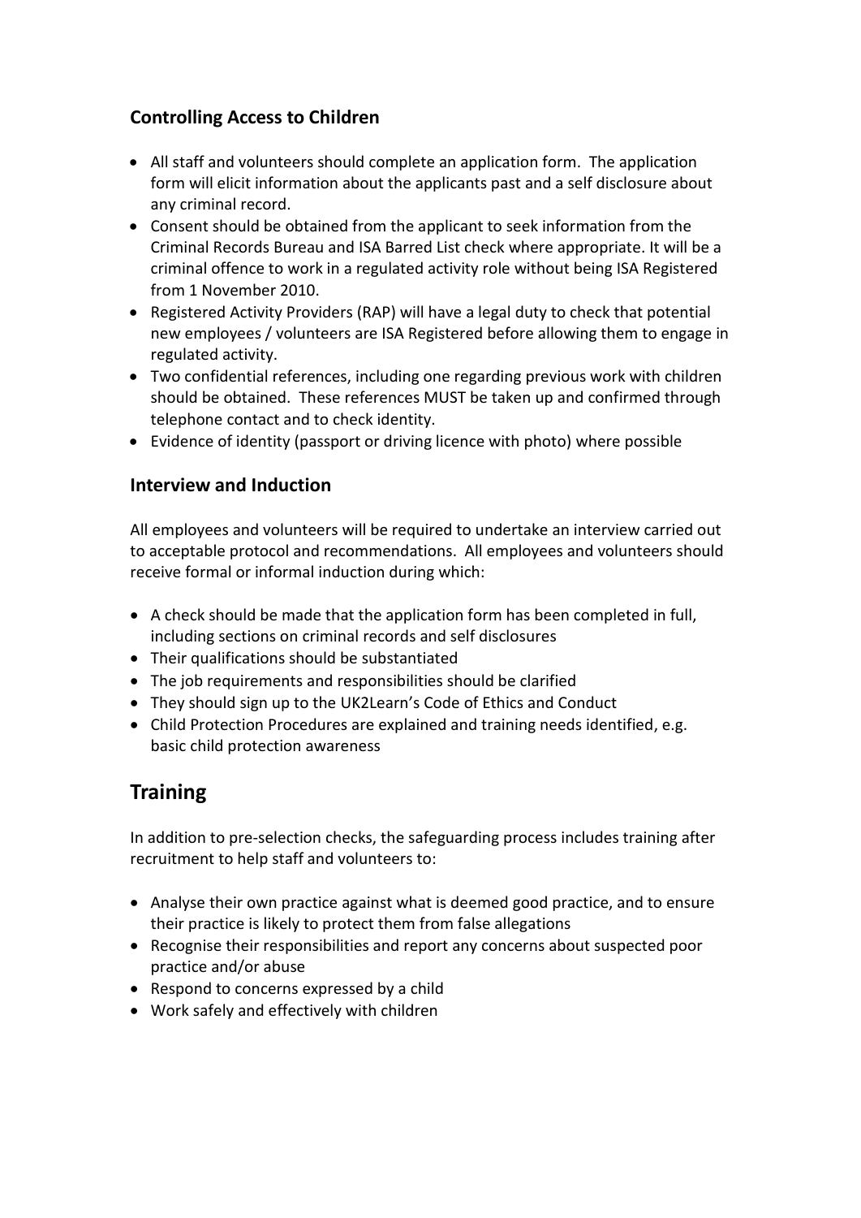### Controlling Access to Children

- All staff and volunteers should complete an application form. The application form will elicit information about the applicants past and a self disclosure about any criminal record.
- Consent should be obtained from the applicant to seek information from the Criminal Records Bureau and ISA Barred List check where appropriate. It will be a criminal offence to work in a regulated activity role without being ISA Registered from 1 November 2010.
- Registered Activity Providers (RAP) will have a legal duty to check that potential new employees / volunteers are ISA Registered before allowing them to engage in regulated activity.
- Two confidential references, including one regarding previous work with children should be obtained. These references MUST be taken up and confirmed through telephone contact and to check identity.
- Evidence of identity (passport or driving licence with photo) where possible

### Interview and Induction

All employees and volunteers will be required to undertake an interview carried out to acceptable protocol and recommendations. All employees and volunteers should receive formal or informal induction during which:

- A check should be made that the application form has been completed in full, including sections on criminal records and self disclosures
- Their qualifications should be substantiated
- The job requirements and responsibilities should be clarified
- They should sign up to the UK2Learn's Code of Ethics and Conduct
- Child Protection Procedures are explained and training needs identified, e.g. basic child protection awareness

## Training

In addition to pre-selection checks, the safeguarding process includes training after recruitment to help staff and volunteers to:

- Analyse their own practice against what is deemed good practice, and to ensure their practice is likely to protect them from false allegations
- Recognise their responsibilities and report any concerns about suspected poor practice and/or abuse
- Respond to concerns expressed by a child
- Work safely and effectively with children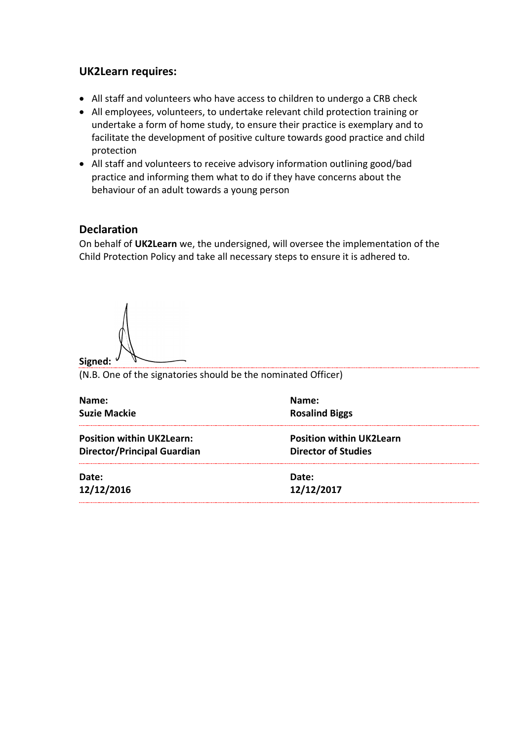## UK2Learn requires:

- All staff and volunteers who have access to children to undergo a CRB check
- All employees, volunteers, to undertake relevant child protection training or undertake a form of home study, to ensure their practice is exemplary and to facilitate the development of positive culture towards good practice and child protection
- All staff and volunteers to receive advisory information outlining good/bad practice and informing them what to do if they have concerns about the behaviour of an adult towards a young person

## Declaration

On behalf of **UK2Learn** we, the undersigned, will oversee the implementation of the Child Protection Policy and take all necessary steps to ensure it is adhered to.

**Signed:**

(N.B. One of the signatories should be the nominated Officer)

| | |
|---|---|
| **Name:**<br>**Suzie Mackie** | **Name:**<br>**Rosalind Biggs** |
| **Position within UK2Learn:**<br>**Director/Principal Guardian** | **Position within UK2Learn**<br>**Director of Studies** |
| **Date:**<br>**12/12/2016** | **Date:**<br>**12/12/2017** |